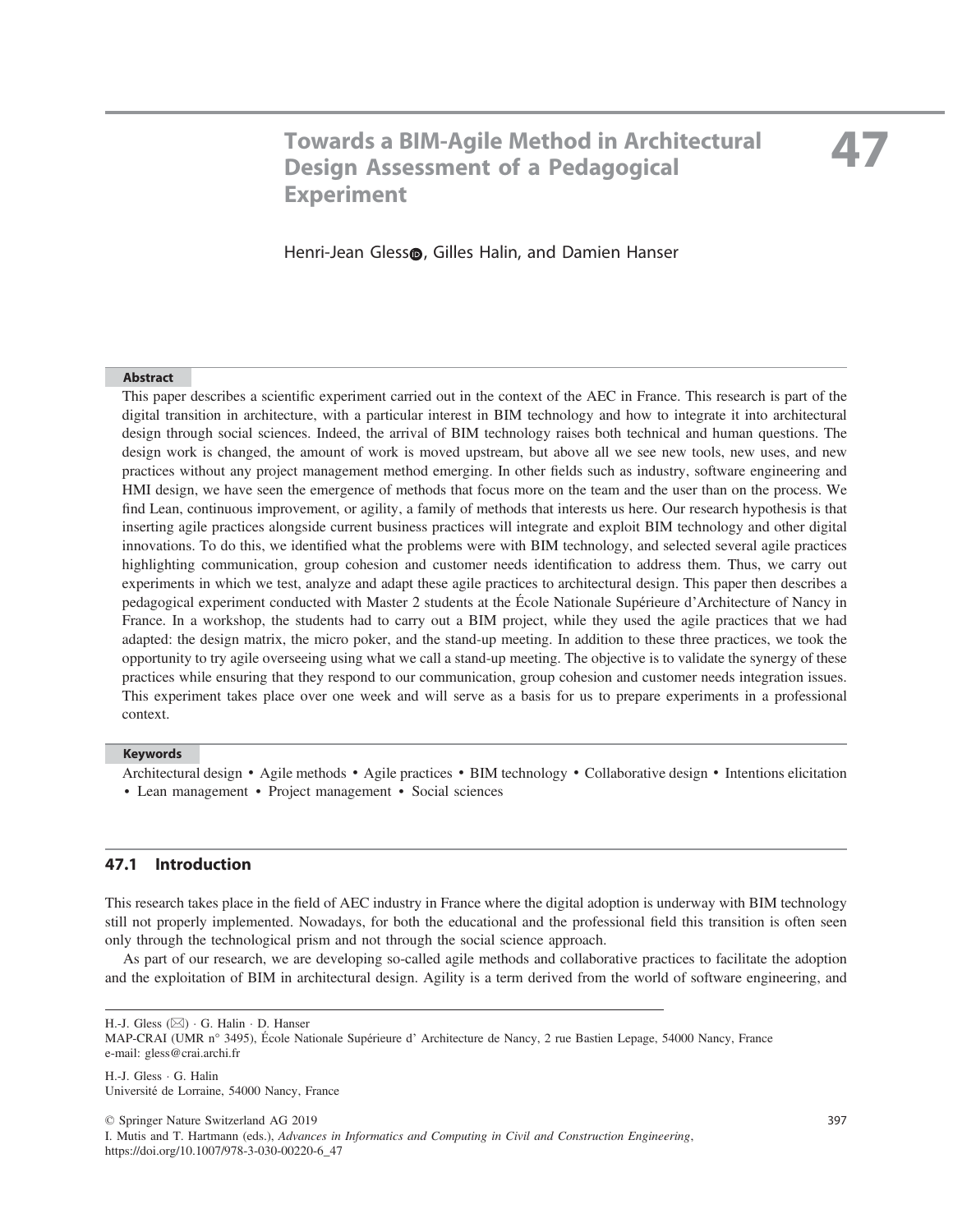# 47 Towards a BIM-Agile Method in Architectural Design Assessment of a Pedagogical Experiment

Henri-Jean Gless, Gilles Halin, and Damien Hanser

## Abstract

This paper describes a scientific experiment carried out in the context of the AEC in France. This research is part of the digital transition in architecture, with a particular interest in BIM technology and how to integrate it into architectural design through social sciences. Indeed, the arrival of BIM technology raises both technical and human questions. The design work is changed, the amount of work is moved upstream, but above all we see new tools, new uses, and new practices without any project management method emerging. In other fields such as industry, software engineering and HMI design, we have seen the emergence of methods that focus more on the team and the user than on the process. We find Lean, continuous improvement, or agility, a family of methods that interests us here. Our research hypothesis is that inserting agile practices alongside current business practices will integrate and exploit BIM technology and other digital innovations. To do this, we identified what the problems were with BIM technology, and selected several agile practices highlighting communication, group cohesion and customer needs identification to address them. Thus, we carry out experiments in which we test, analyze and adapt these agile practices to architectural design. This paper then describes a pedagogical experiment conducted with Master 2 students at the École Nationale Supérieure d'Architecture of Nancy in France. In a workshop, the students had to carry out a BIM project, while they used the agile practices that we had adapted: the design matrix, the micro poker, and the stand-up meeting. In addition to these three practices, we took the opportunity to try agile overseeing using what we call a stand-up meeting. The objective is to validate the synergy of these practices while ensuring that they respond to our communication, group cohesion and customer needs integration issues. This experiment takes place over one week and will serve as a basis for us to prepare experiments in a professional context.

## Keywords

Architectural design • Agile methods • Agile practices • BIM technology • Collaborative design • Intentions elicitation • Lean management • Project management • Social sciences

## 47.1 Introduction

This research takes place in the field of AEC industry in France where the digital adoption is underway with BIM technology still not properly implemented. Nowadays, for both the educational and the professional field this transition is often seen only through the technological prism and not through the social science approach.

As part of our research, we are developing so-called agile methods and collaborative practices to facilitate the adoption and the exploitation of BIM in architectural design. Agility is a term derived from the world of software engineering, and

---

H.-J. Gless (✉) · G. Halin · D. Hanser
MAP-CRAI (UMR n° 3495), École Nationale Supérieure d' Architecture de Nancy, 2 rue Bastien Lepage, 54000 Nancy, France
e-mail: gless@crai.archi.fr

H.-J. Gless · G. Halin
Université de Lorraine, 54000 Nancy, France

© Springer Nature Switzerland AG 2019
I. Mutis and T. Hartmann (eds.), *Advances in Informatics and Computing in Civil and Construction Engineering*,
https://doi.org/10.1007/978-3-030-00220-6_47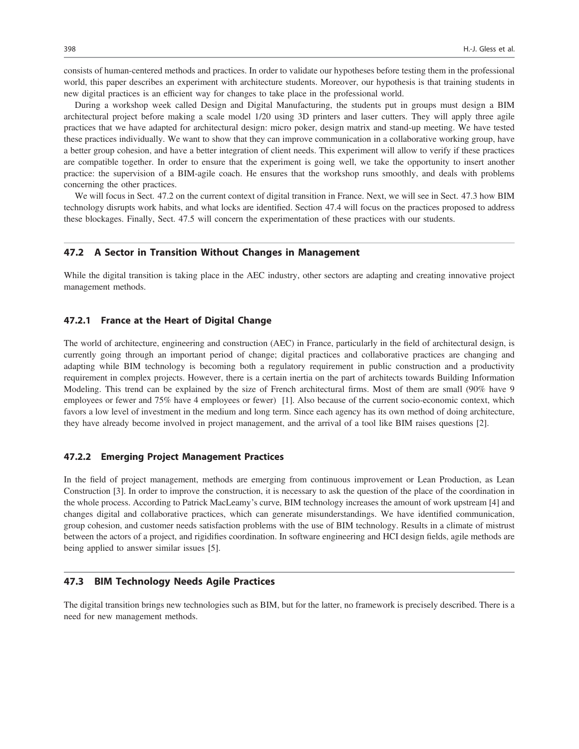consists of human-centered methods and practices. In order to validate our hypotheses before testing them in the professional world, this paper describes an experiment with architecture students. Moreover, our hypothesis is that training students in new digital practices is an efficient way for changes to take place in the professional world.

During a workshop week called Design and Digital Manufacturing, the students put in groups must design a BIM architectural project before making a scale model 1/20 using 3D printers and laser cutters. They will apply three agile practices that we have adapted for architectural design: micro poker, design matrix and stand-up meeting. We have tested these practices individually. We want to show that they can improve communication in a collaborative working group, have a better group cohesion, and have a better integration of client needs. This experiment will allow to verify if these practices are compatible together. In order to ensure that the experiment is going well, we take the opportunity to insert another practice: the supervision of a BIM-agile coach. He ensures that the workshop runs smoothly, and deals with problems concerning the other practices.

We will focus in Sect. 47.2 on the current context of digital transition in France. Next, we will see in Sect. 47.3 how BIM technology disrupts work habits, and what locks are identified. Section 47.4 will focus on the practices proposed to address these blockages. Finally, Sect. 47.5 will concern the experimentation of these practices with our students.

## 47.2 A Sector in Transition Without Changes in Management

While the digital transition is taking place in the AEC industry, other sectors are adapting and creating innovative project management methods.

### 47.2.1 France at the Heart of Digital Change

The world of architecture, engineering and construction (AEC) in France, particularly in the field of architectural design, is currently going through an important period of change; digital practices and collaborative practices are changing and adapting while BIM technology is becoming both a regulatory requirement in public construction and a productivity requirement in complex projects. However, there is a certain inertia on the part of architects towards Building Information Modeling. This trend can be explained by the size of French architectural firms. Most of them are small (90% have 9 employees or fewer and 75% have 4 employees or fewer) [1]. Also because of the current socio-economic context, which favors a low level of investment in the medium and long term. Since each agency has its own method of doing architecture, they have already become involved in project management, and the arrival of a tool like BIM raises questions [2].

### 47.2.2 Emerging Project Management Practices

In the field of project management, methods are emerging from continuous improvement or Lean Production, as Lean Construction [3]. In order to improve the construction, it is necessary to ask the question of the place of the coordination in the whole process. According to Patrick MacLeamy's curve, BIM technology increases the amount of work upstream [4] and changes digital and collaborative practices, which can generate misunderstandings. We have identified communication, group cohesion, and customer needs satisfaction problems with the use of BIM technology. Results in a climate of mistrust between the actors of a project, and rigidifies coordination. In software engineering and HCI design fields, agile methods are being applied to answer similar issues [5].

## 47.3 BIM Technology Needs Agile Practices

The digital transition brings new technologies such as BIM, but for the latter, no framework is precisely described. There is a need for new management methods.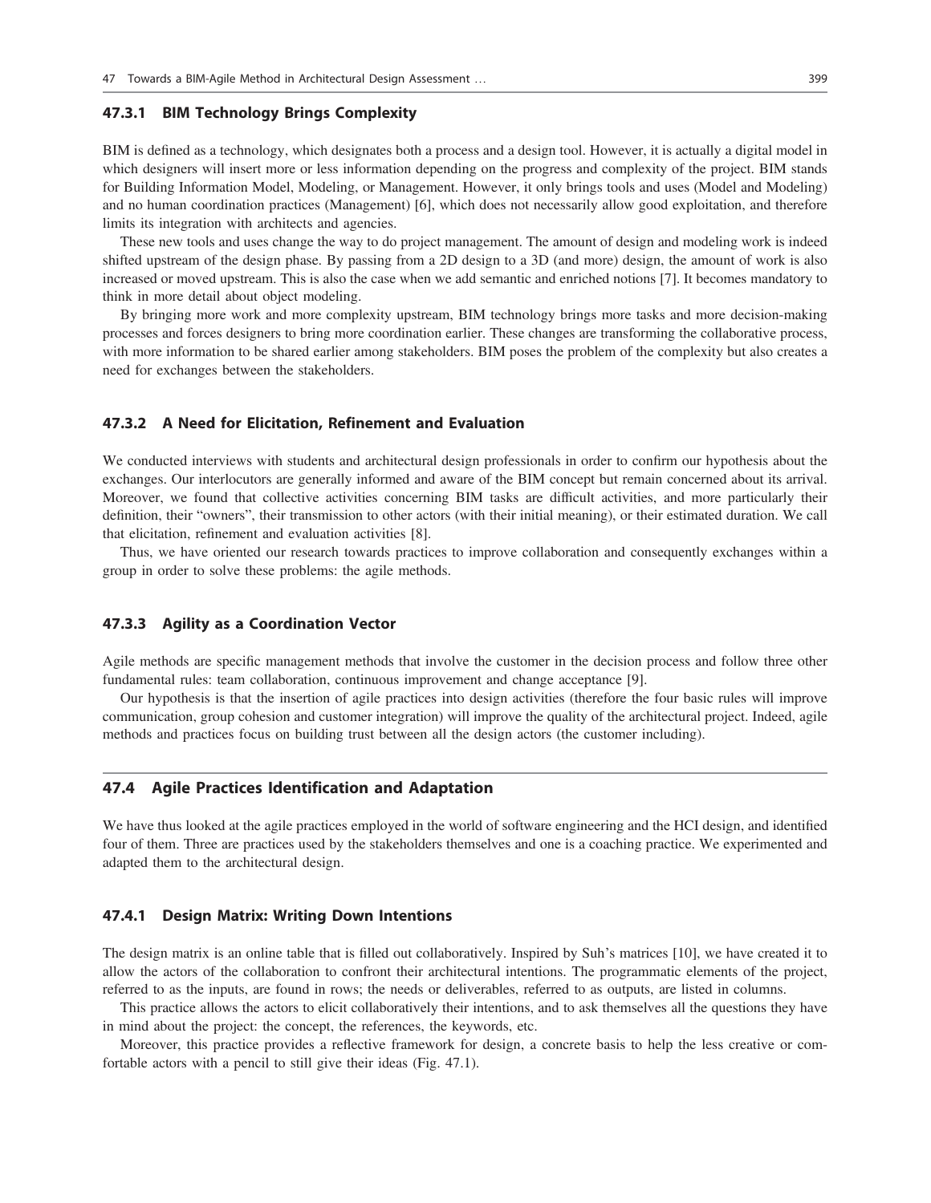### 47.3.1 BIM Technology Brings Complexity

BIM is defined as a technology, which designates both a process and a design tool. However, it is actually a digital model in which designers will insert more or less information depending on the progress and complexity of the project. BIM stands for Building Information Model, Modeling, or Management. However, it only brings tools and uses (Model and Modeling) and no human coordination practices (Management) [6], which does not necessarily allow good exploitation, and therefore limits its integration with architects and agencies.

These new tools and uses change the way to do project management. The amount of design and modeling work is indeed shifted upstream of the design phase. By passing from a 2D design to a 3D (and more) design, the amount of work is also increased or moved upstream. This is also the case when we add semantic and enriched notions [7]. It becomes mandatory to think in more detail about object modeling.

By bringing more work and more complexity upstream, BIM technology brings more tasks and more decision-making processes and forces designers to bring more coordination earlier. These changes are transforming the collaborative process, with more information to be shared earlier among stakeholders. BIM poses the problem of the complexity but also creates a need for exchanges between the stakeholders.

### 47.3.2 A Need for Elicitation, Refinement and Evaluation

We conducted interviews with students and architectural design professionals in order to confirm our hypothesis about the exchanges. Our interlocutors are generally informed and aware of the BIM concept but remain concerned about its arrival. Moreover, we found that collective activities concerning BIM tasks are difficult activities, and more particularly their definition, their "owners", their transmission to other actors (with their initial meaning), or their estimated duration. We call that elicitation, refinement and evaluation activities [8].

Thus, we have oriented our research towards practices to improve collaboration and consequently exchanges within a group in order to solve these problems: the agile methods.

### 47.3.3 Agility as a Coordination Vector

Agile methods are specific management methods that involve the customer in the decision process and follow three other fundamental rules: team collaboration, continuous improvement and change acceptance [9].

Our hypothesis is that the insertion of agile practices into design activities (therefore the four basic rules will improve communication, group cohesion and customer integration) will improve the quality of the architectural project. Indeed, agile methods and practices focus on building trust between all the design actors (the customer including).

## 47.4 Agile Practices Identification and Adaptation

We have thus looked at the agile practices employed in the world of software engineering and the HCI design, and identified four of them. Three are practices used by the stakeholders themselves and one is a coaching practice. We experimented and adapted them to the architectural design.

### 47.4.1 Design Matrix: Writing Down Intentions

The design matrix is an online table that is filled out collaboratively. Inspired by Suh's matrices [10], we have created it to allow the actors of the collaboration to confront their architectural intentions. The programmatic elements of the project, referred to as the inputs, are found in rows; the needs or deliverables, referred to as outputs, are listed in columns.

This practice allows the actors to elicit collaboratively their intentions, and to ask themselves all the questions they have in mind about the project: the concept, the references, the keywords, etc.

Moreover, this practice provides a reflective framework for design, a concrete basis to help the less creative or comfortable actors with a pencil to still give their ideas (Fig. 47.1).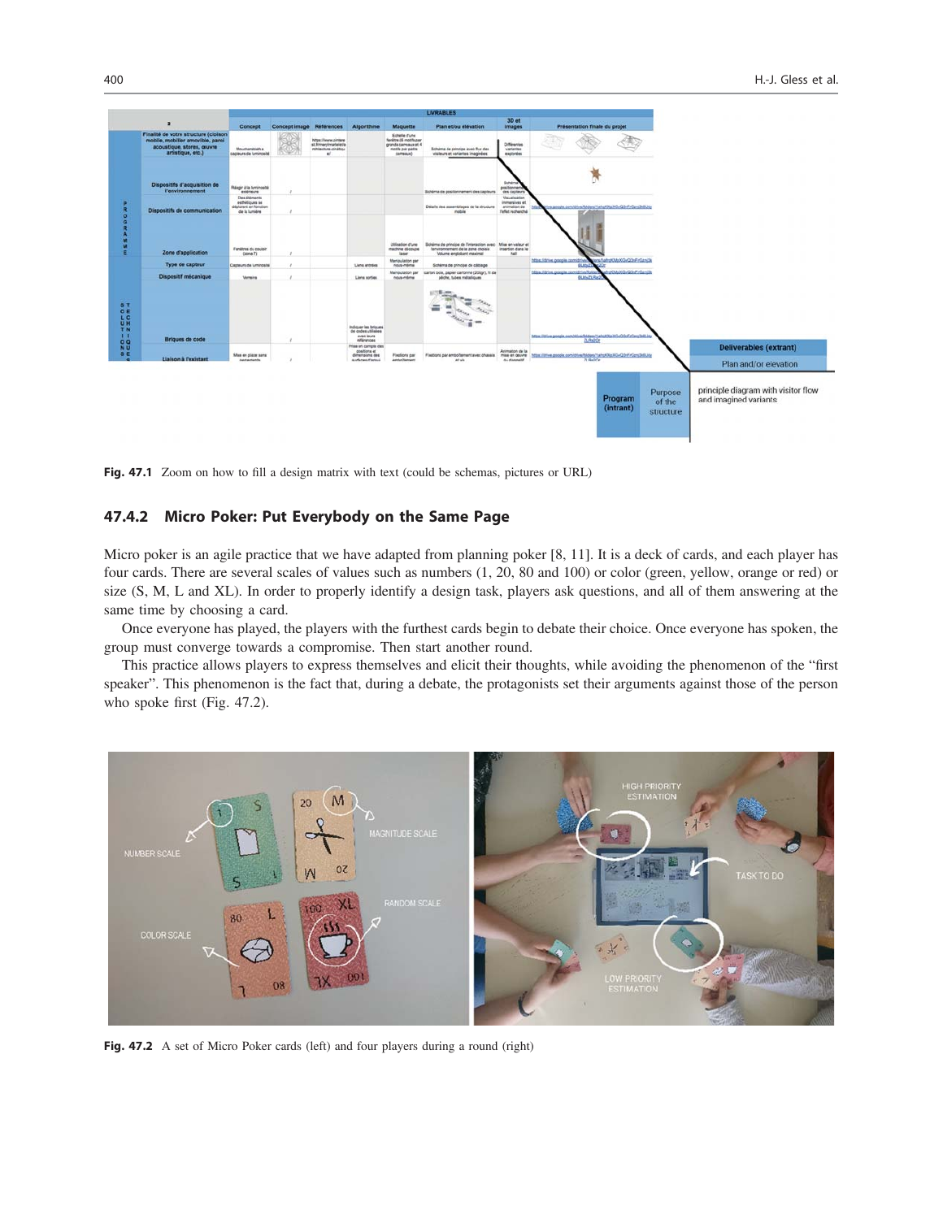Fig. 47.1 Zoom on how to fill a design matrix with text (could be schemas, pictures or URL)

### 47.4.2 Micro Poker: Put Everybody on the Same Page

Micro poker is an agile practice that we have adapted from planning poker [8, 11]. It is a deck of cards, and each player has four cards. There are several scales of values such as numbers (1, 20, 80 and 100) or color (green, yellow, orange or red) or size (S, M, L and XL). In order to properly identify a design task, players ask questions, and all of them answering at the same time by choosing a card.

Once everyone has played, the players with the furthest cards begin to debate their choice. Once everyone has spoken, the group must converge towards a compromise. Then start another round.

This practice allows players to express themselves and elicit their thoughts, while avoiding the phenomenon of the "first speaker". This phenomenon is the fact that, during a debate, the protagonists set their arguments against those of the person who spoke first (Fig. 47.2).

Fig. 47.2 A set of Micro Poker cards (left) and four players during a round (right)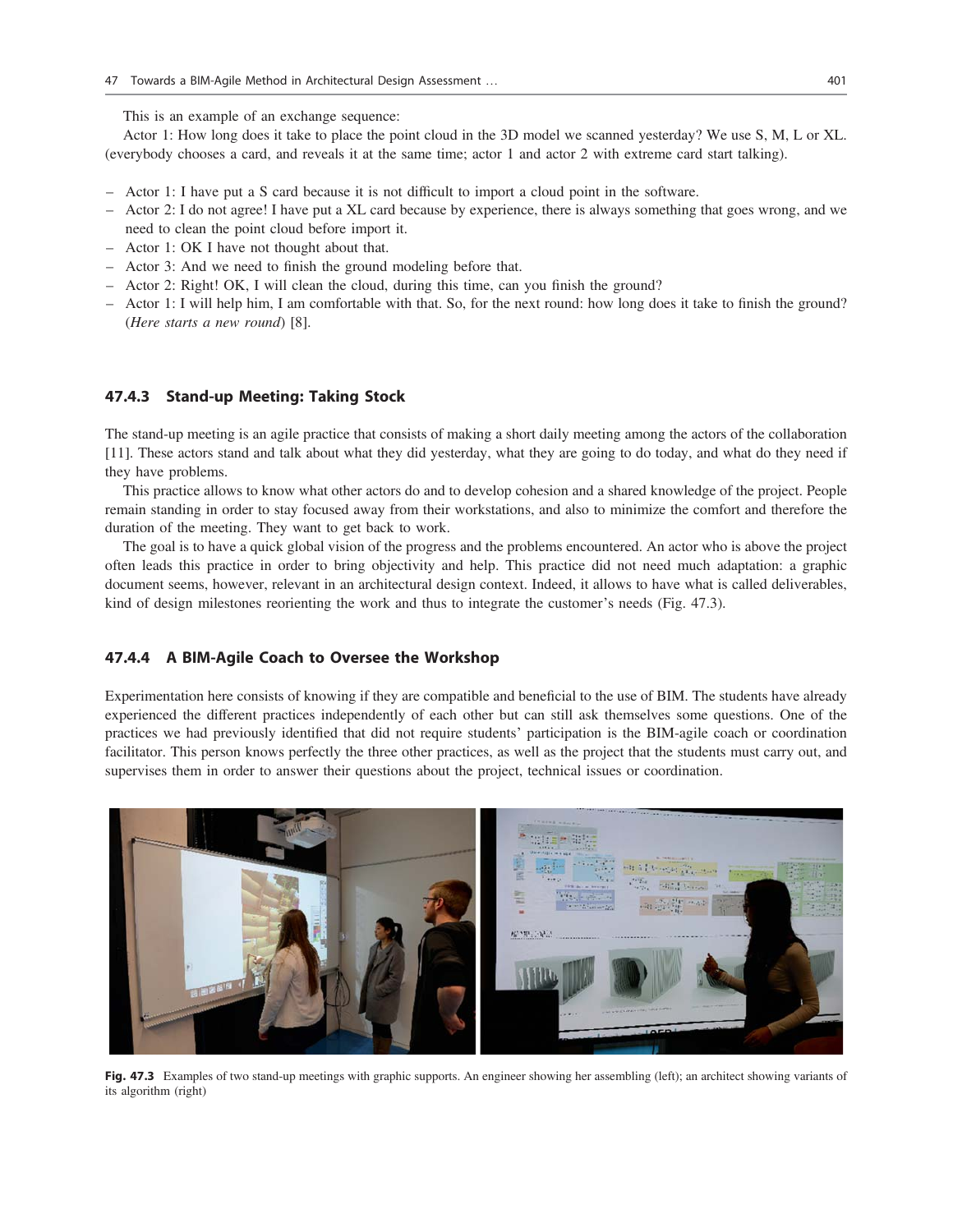This is an example of an exchange sequence:

Actor 1: How long does it take to place the point cloud in the 3D model we scanned yesterday? We use S, M, L or XL. (everybody chooses a card, and reveals it at the same time; actor 1 and actor 2 with extreme card start talking).

- Actor 1: I have put a S card because it is not difficult to import a cloud point in the software.
- Actor 2: I do not agree! I have put a XL card because by experience, there is always something that goes wrong, and we need to clean the point cloud before import it.
- Actor 1: OK I have not thought about that.
- Actor 3: And we need to finish the ground modeling before that.
- Actor 2: Right! OK, I will clean the cloud, during this time, can you finish the ground?
- Actor 1: I will help him, I am comfortable with that. So, for the next round: how long does it take to finish the ground? (*Here starts a new round*) [8].

### 47.4.3 Stand-up Meeting: Taking Stock

The stand-up meeting is an agile practice that consists of making a short daily meeting among the actors of the collaboration [11]. These actors stand and talk about what they did yesterday, what they are going to do today, and what do they need if they have problems.

This practice allows to know what other actors do and to develop cohesion and a shared knowledge of the project. People remain standing in order to stay focused away from their workstations, and also to minimize the comfort and therefore the duration of the meeting. They want to get back to work.

The goal is to have a quick global vision of the progress and the problems encountered. An actor who is above the project often leads this practice in order to bring objectivity and help. This practice did not need much adaptation: a graphic document seems, however, relevant in an architectural design context. Indeed, it allows to have what is called deliverables, kind of design milestones reorienting the work and thus to integrate the customer's needs (Fig. 47.3).

### 47.4.4 A BIM-Agile Coach to Oversee the Workshop

Experimentation here consists of knowing if they are compatible and beneficial to the use of BIM. The students have already experienced the different practices independently of each other but can still ask themselves some questions. One of the practices we had previously identified that did not require students' participation is the BIM-agile coach or coordination facilitator. This person knows perfectly the three other practices, as well as the project that the students must carry out, and supervises them in order to answer their questions about the project, technical issues or coordination.

**Fig. 47.3** Examples of two stand-up meetings with graphic supports. An engineer showing her assembling (left); an architect showing variants of its algorithm (right)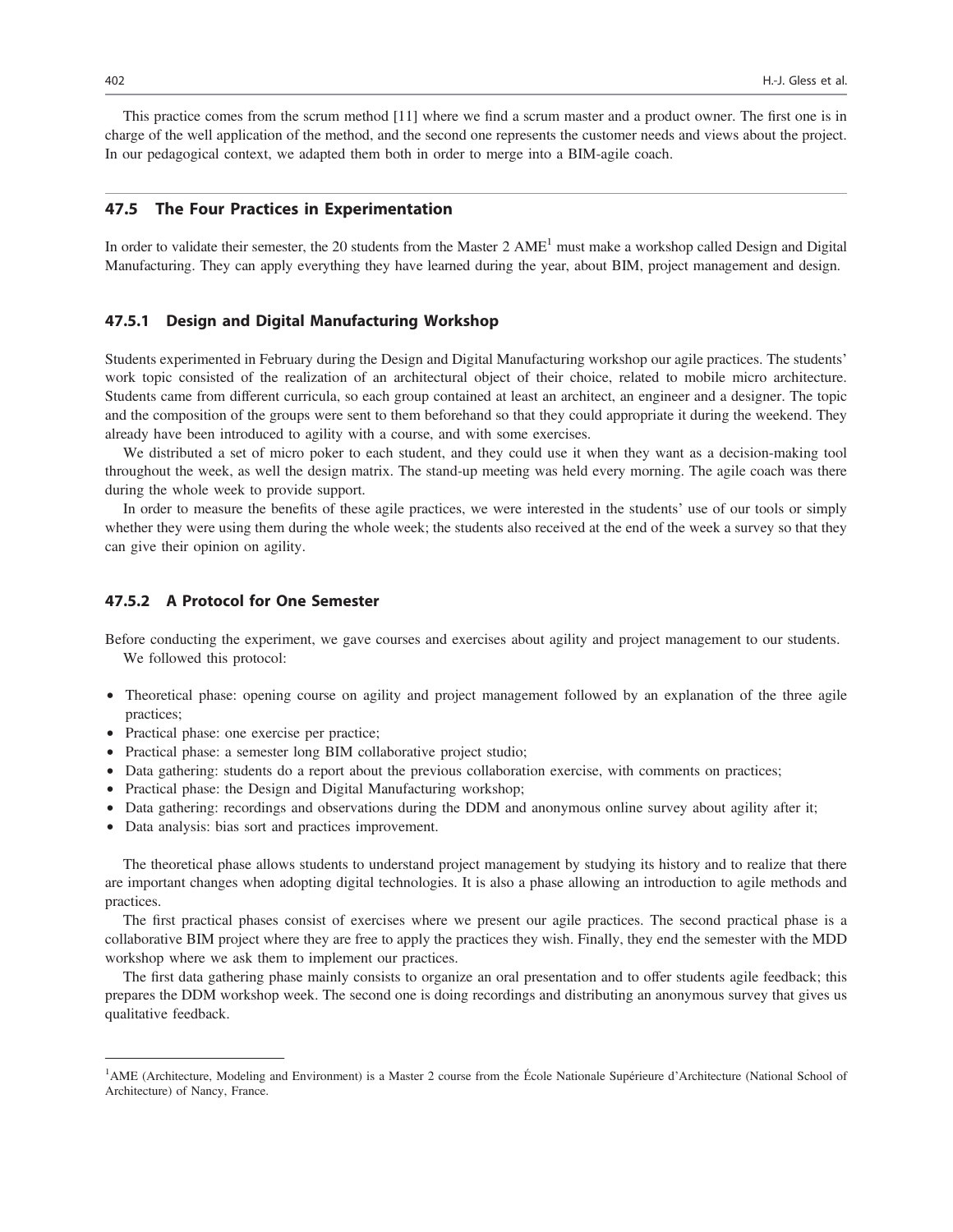This practice comes from the scrum method [11] where we find a scrum master and a product owner. The first one is in charge of the well application of the method, and the second one represents the customer needs and views about the project. In our pedagogical context, we adapted them both in order to merge into a BIM-agile coach.

## 47.5 The Four Practices in Experimentation

In order to validate their semester, the 20 students from the Master 2 AME[1] must make a workshop called Design and Digital Manufacturing. They can apply everything they have learned during the year, about BIM, project management and design.

### 47.5.1 Design and Digital Manufacturing Workshop

Students experimented in February during the Design and Digital Manufacturing workshop our agile practices. The students' work topic consisted of the realization of an architectural object of their choice, related to mobile micro architecture. Students came from different curricula, so each group contained at least an architect, an engineer and a designer. The topic and the composition of the groups were sent to them beforehand so that they could appropriate it during the weekend. They already have been introduced to agility with a course, and with some exercises.

We distributed a set of micro poker to each student, and they could use it when they want as a decision-making tool throughout the week, as well the design matrix. The stand-up meeting was held every morning. The agile coach was there during the whole week to provide support.

In order to measure the benefits of these agile practices, we were interested in the students' use of our tools or simply whether they were using them during the whole week; the students also received at the end of the week a survey so that they can give their opinion on agility.

### 47.5.2 A Protocol for One Semester

Before conducting the experiment, we gave courses and exercises about agility and project management to our students.

We followed this protocol:

- Theoretical phase: opening course on agility and project management followed by an explanation of the three agile practices;
- Practical phase: one exercise per practice;
- Practical phase: a semester long BIM collaborative project studio;
- Data gathering: students do a report about the previous collaboration exercise, with comments on practices;
- Practical phase: the Design and Digital Manufacturing workshop;
- Data gathering: recordings and observations during the DDM and anonymous online survey about agility after it;
- Data analysis: bias sort and practices improvement.

The theoretical phase allows students to understand project management by studying its history and to realize that there are important changes when adopting digital technologies. It is also a phase allowing an introduction to agile methods and practices.

The first practical phases consist of exercises where we present our agile practices. The second practical phase is a collaborative BIM project where they are free to apply the practices they wish. Finally, they end the semester with the MDD workshop where we ask them to implement our practices.

The first data gathering phase mainly consists to organize an oral presentation and to offer students agile feedback; this prepares the DDM workshop week. The second one is doing recordings and distributing an anonymous survey that gives us qualitative feedback.

---

[1] AME (Architecture, Modeling and Environment) is a Master 2 course from the École Nationale Supérieure d'Architecture (National School of Architecture) of Nancy, France.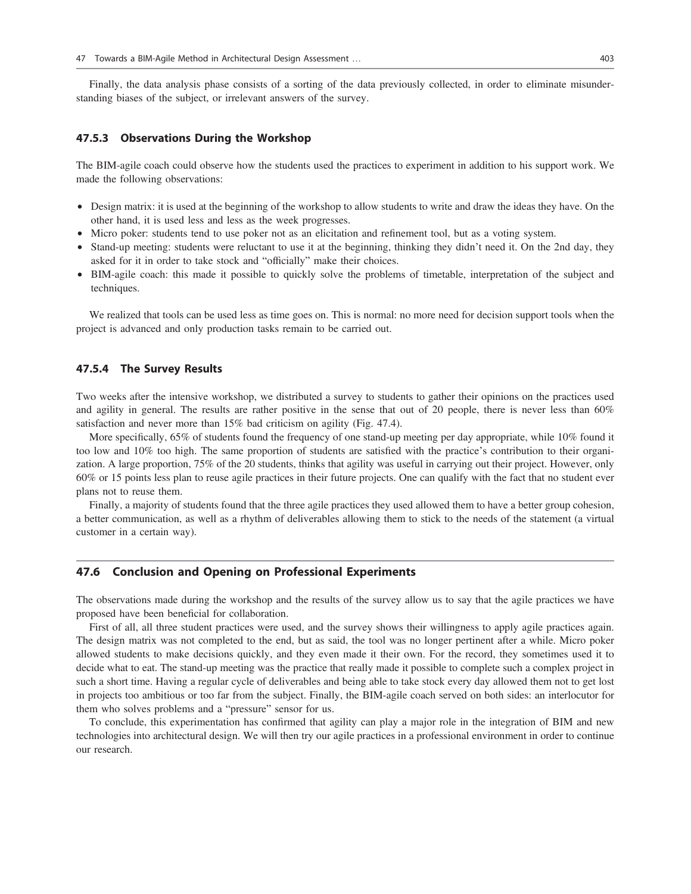Finally, the data analysis phase consists of a sorting of the data previously collected, in order to eliminate misunderstanding biases of the subject, or irrelevant answers of the survey.

### 47.5.3 Observations During the Workshop

The BIM-agile coach could observe how the students used the practices to experiment in addition to his support work. We made the following observations:

- Design matrix: it is used at the beginning of the workshop to allow students to write and draw the ideas they have. On the other hand, it is used less and less as the week progresses.
- Micro poker: students tend to use poker not as an elicitation and refinement tool, but as a voting system.
- Stand-up meeting: students were reluctant to use it at the beginning, thinking they didn't need it. On the 2nd day, they asked for it in order to take stock and "officially" make their choices.
- BIM-agile coach: this made it possible to quickly solve the problems of timetable, interpretation of the subject and techniques.

We realized that tools can be used less as time goes on. This is normal: no more need for decision support tools when the project is advanced and only production tasks remain to be carried out.

### 47.5.4 The Survey Results

Two weeks after the intensive workshop, we distributed a survey to students to gather their opinions on the practices used and agility in general. The results are rather positive in the sense that out of 20 people, there is never less than 60% satisfaction and never more than 15% bad criticism on agility (Fig. 47.4).

More specifically, 65% of students found the frequency of one stand-up meeting per day appropriate, while 10% found it too low and 10% too high. The same proportion of students are satisfied with the practice's contribution to their organization. A large proportion, 75% of the 20 students, thinks that agility was useful in carrying out their project. However, only 60% or 15 points less plan to reuse agile practices in their future projects. One can qualify with the fact that no student ever plans not to reuse them.

Finally, a majority of students found that the three agile practices they used allowed them to have a better group cohesion, a better communication, as well as a rhythm of deliverables allowing them to stick to the needs of the statement (a virtual customer in a certain way).

## 47.6 Conclusion and Opening on Professional Experiments

The observations made during the workshop and the results of the survey allow us to say that the agile practices we have proposed have been beneficial for collaboration.

First of all, all three student practices were used, and the survey shows their willingness to apply agile practices again. The design matrix was not completed to the end, but as said, the tool was no longer pertinent after a while. Micro poker allowed students to make decisions quickly, and they even made it their own. For the record, they sometimes used it to decide what to eat. The stand-up meeting was the practice that really made it possible to complete such a complex project in such a short time. Having a regular cycle of deliverables and being able to take stock every day allowed them not to get lost in projects too ambitious or too far from the subject. Finally, the BIM-agile coach served on both sides: an interlocutor for them who solves problems and a "pressure" sensor for us.

To conclude, this experimentation has confirmed that agility can play a major role in the integration of BIM and new technologies into architectural design. We will then try our agile practices in a professional environment in order to continue our research.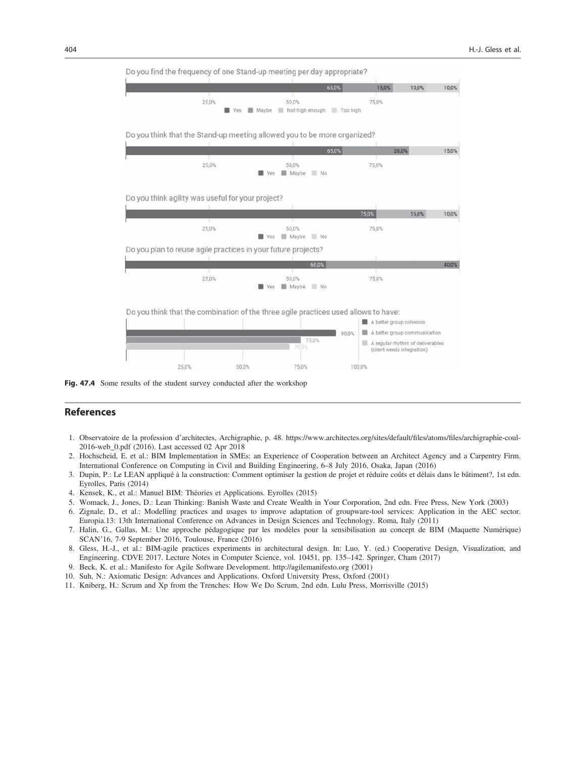Do you find the frequency of one Stand-up meeting per day appropriate?

65,0% 15,0% 10,0% 10,0%

25,0% 50,0% 75,0%

Yes Maybe Not high enough Too high

Do you think that the Stand-up meeting allowed you to be more organized?

65,0% 20,0% 15,0%

25,0% 50,0% 75,0%

Yes Maybe No

Do you think agility was useful for your project?

75,0% 15,0% 10,0%

25,0% 50,0% 75,0%

Yes Maybe No

Do you plan to reuse agile practices in your future projects?

60,0% 40,0%

25,0% 50,0% 75,0%

Yes Maybe No

Do you think that the combination of the three agile practices used allows to have:

90,0% 75,0% 70,0%

25,0% 50,0% 75,0% 100,0%

A better group cohesion

A better group communication

A regular rhythm of deliverables (client needs integration)

**Fig. 47.4** Some results of the student survey conducted after the workshop

## References

1. Observatoire de la profession d'architectes, Archigraphie, p. 48. https://www.architectes.org/sites/default/files/atoms/files/archigraphie-coul-2016-web_0.pdf (2016). Last accessed 02 Apr 2018
2. Hochscheid, E. et al.: BIM Implementation in SMEs: an Experience of Cooperation between an Architect Agency and a Carpentry Firm. International Conference on Computing in Civil and Building Engineering, 6–8 July 2016, Osaka, Japan (2016)
3. Dupin, P.: Le LEAN appliqué à la construction: Comment optimiser la gestion de projet et réduire coûts et délais dans le bâtiment?, 1st edn. Eyrolles, Paris (2014)
4. Kensek, K., et al.: Manuel BIM: Théories et Applications. Eyrolles (2015)
5. Womack, J., Jones, D.: Lean Thinking: Banish Waste and Create Wealth in Your Corporation, 2nd edn. Free Press, New York (2003)
6. Zignale, D., et al.: Modelling practices and usages to improve adaptation of groupware-tool services: Application in the AEC sector. Europia.13: 13th International Conference on Advances in Design Sciences and Technology. Roma, Italy (2011)
7. Halin, G., Gallas, M.: Une approche pédagogique par les modèles pour la sensibilisation au concept de BIM (Maquette Numérique) SCAN'16, 7-9 September 2016, Toulouse, France (2016)
8. Gless, H.-J., et al.: BIM-agile practices experiments in architectural design. In: Luo, Y. (ed.) Cooperative Design, Visualization, and Engineering. CDVE 2017. Lecture Notes in Computer Science, vol. 10451, pp. 135–142. Springer, Cham (2017)
9. Beck, K. et al.: Manifesto for Agile Software Development. http://agilemanifesto.org (2001)
10. Suh, N.: Axiomatic Design: Advances and Applications. Oxford University Press, Oxford (2001)
11. Kniberg, H.: Scrum and Xp from the Trenches: How We Do Scrum, 2nd edn. Lulu Press, Morrisville (2015)